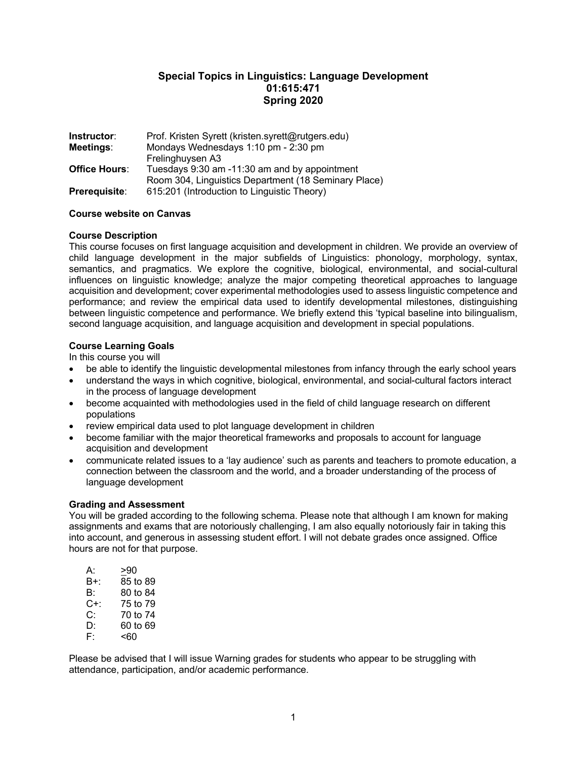# Special Topics in Linguistics: Language Development
## 01:615:471
## Spring 2020

**Instructor**: Prof. Kristen Syrett (kristen.syrett@rutgers.edu)
**Meetings**: Mondays Wednesdays 1:10 pm - 2:30 pm
Frelinghuysen A3
**Office Hours**: Tuesdays 9:30 am -11:30 am and by appointment
Room 304, Linguistics Department (18 Seminary Place)
**Prerequisite**: 615:201 (Introduction to Linguistic Theory)

**Course website on Canvas**

**Course Description**

This course focuses on first language acquisition and development in children. We provide an overview of child language development in the major subfields of Linguistics: phonology, morphology, syntax, semantics, and pragmatics. We explore the cognitive, biological, environmental, and social-cultural influences on linguistic knowledge; analyze the major competing theoretical approaches to language acquisition and development; cover experimental methodologies used to assess linguistic competence and performance; and review the empirical data used to identify developmental milestones, distinguishing between linguistic competence and performance. We briefly extend this 'typical baseline into bilingualism, second language acquisition, and language acquisition and development in special populations.

**Course Learning Goals**

In this course you will

- be able to identify the linguistic developmental milestones from infancy through the early school years
- understand the ways in which cognitive, biological, environmental, and social-cultural factors interact in the process of language development
- become acquainted with methodologies used in the field of child language research on different populations
- review empirical data used to plot language development in children
- become familiar with the major theoretical frameworks and proposals to account for language acquisition and development
- communicate related issues to a 'lay audience' such as parents and teachers to promote education, a connection between the classroom and the world, and a broader understanding of the process of language development

**Grading and Assessment**

You will be graded according to the following schema. Please note that although I am known for making assignments and exams that are notoriously challenging, I am also equally notoriously fair in taking this into account, and generous in assessing student effort. I will not debate grades once assigned. Office hours are not for that purpose.

| | |
|---|---|
| A: | ≥90 |
| B+: | 85 to 89 |
| B: | 80 to 84 |
| C+: | 75 to 79 |
| C: | 70 to 74 |
| D: | 60 to 69 |
| F: | <60 |

Please be advised that I will issue Warning grades for students who appear to be struggling with attendance, participation, and/or academic performance.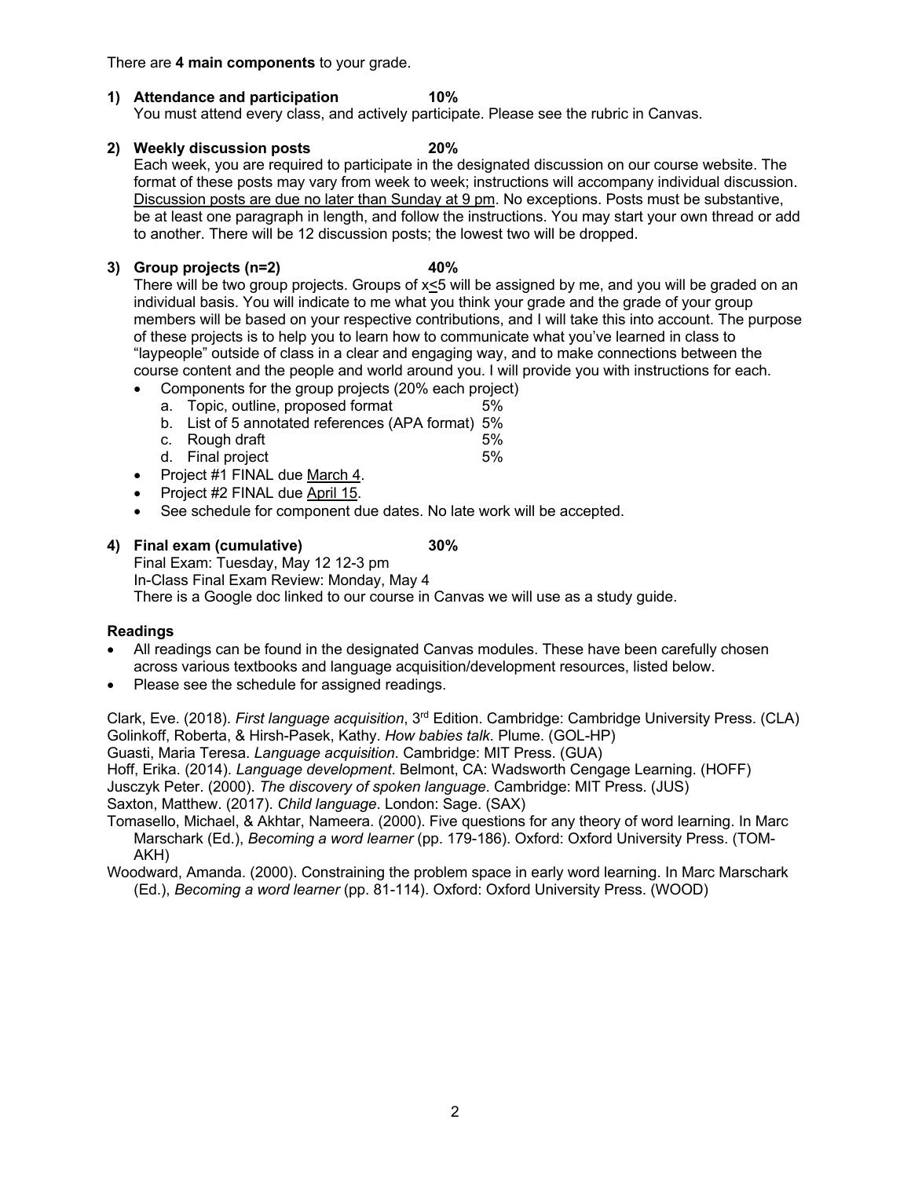There are **4 main components** to your grade.

1) **Attendance and participation** **10%**
   You must attend every class, and actively participate. Please see the rubric in Canvas.

2) **Weekly discussion posts** **20%**
   Each week, you are required to participate in the designated discussion on our course website. The format of these posts may vary from week to week; instructions will accompany individual discussion. <u>Discussion posts are due no later than Sunday at 9 pm</u>. No exceptions. Posts must be substantive, be at least one paragraph in length, and follow the instructions. You may start your own thread or add to another. There will be 12 discussion posts; the lowest two will be dropped.

3) **Group projects (n=2)** **40%**
   There will be two group projects. Groups of $x \leq 5$ will be assigned by me, and you will be graded on an individual basis. You will indicate to me what you think your grade and the grade of your group members will be based on your respective contributions, and I will take this into account. The purpose of these projects is to help you to learn how to communicate what you've learned in class to "laypeople" outside of class in a clear and engaging way, and to make connections between the course content and the people and world around you. I will provide you with instructions for each.
   - Components for the group projects (20% each project)
     a. Topic, outline, proposed format 5%
     b. List of 5 annotated references (APA format) 5%
     c. Rough draft 5%
     d. Final project 5%
   - Project #1 FINAL due <u>March 4</u>.
   - Project #2 FINAL due <u>April 15</u>.
   - See schedule for component due dates. No late work will be accepted.

4) **Final exam (cumulative)** **30%**
   Final Exam: Tuesday, May 12 12-3 pm
   In-Class Final Exam Review: Monday, May 4
   There is a Google doc linked to our course in Canvas we will use as a study guide.

**Readings**

- All readings can be found in the designated Canvas modules. These have been carefully chosen across various textbooks and language acquisition/development resources, listed below.
- Please see the schedule for assigned readings.

Clark, Eve. (2018). *First language acquisition*, 3rd Edition. Cambridge: Cambridge University Press. (CLA)
Golinkoff, Roberta, & Hirsh-Pasek, Kathy. *How babies talk*. Plume. (GOL-HP)
Guasti, Maria Teresa. *Language acquisition*. Cambridge: MIT Press. (GUA)
Hoff, Erika. (2014). *Language development*. Belmont, CA: Wadsworth Cengage Learning. (HOFF)
Jusczyk Peter. (2000). *The discovery of spoken language*. Cambridge: MIT Press. (JUS)
Saxton, Matthew. (2017). *Child language*. London: Sage. (SAX)
Tomasello, Michael, & Akhtar, Nameera. (2000). Five questions for any theory of word learning. In Marc Marschark (Ed.), *Becoming a word learner* (pp. 179-186). Oxford: Oxford University Press. (TOM-AKH)
Woodward, Amanda. (2000). Constraining the problem space in early word learning. In Marc Marschark (Ed.), *Becoming a word learner* (pp. 81-114). Oxford: Oxford University Press. (WOOD)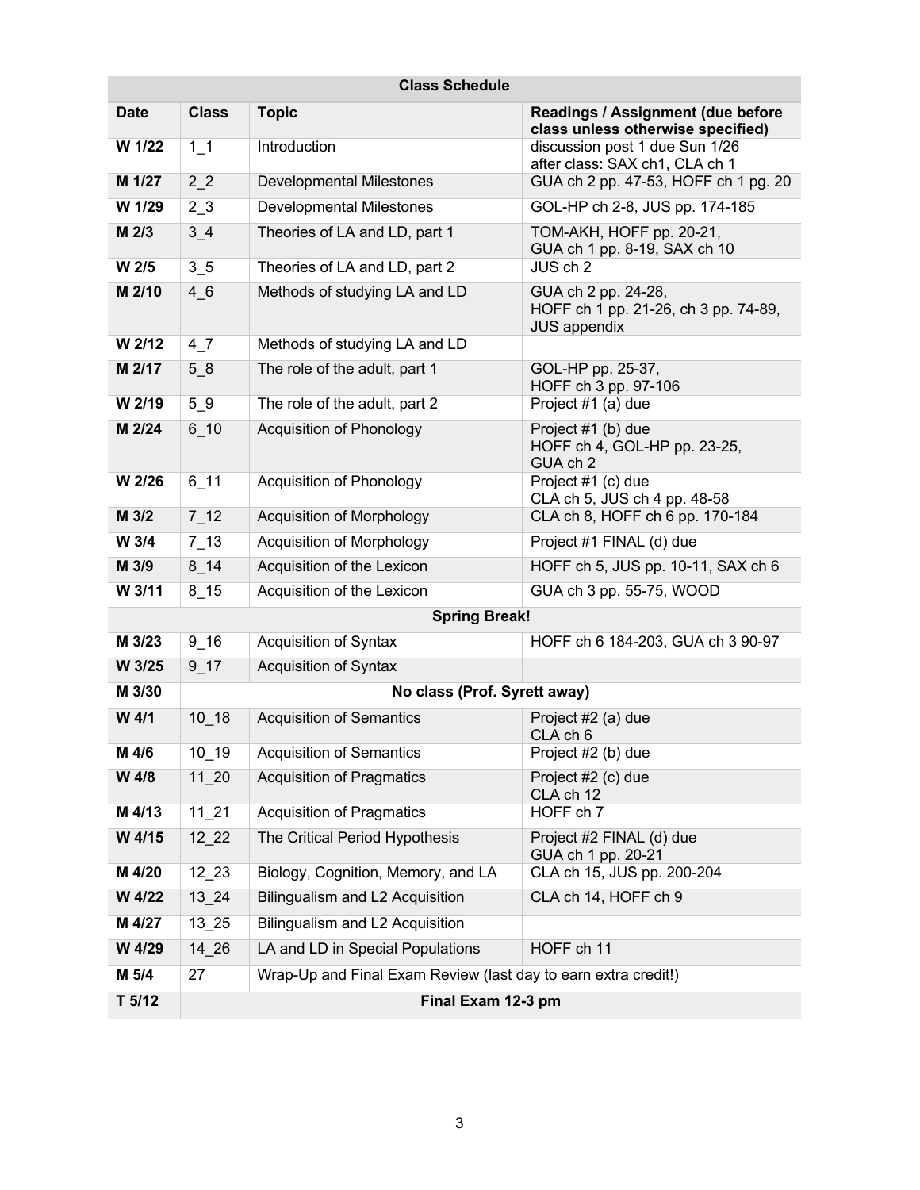| Class Schedule | | | |
|---|---|---|---|
| **Date** | **Class** | **Topic** | **Readings / Assignment (due before class unless otherwise specified)** |
| **W 1/22** | 1_1 | Introduction | discussion post 1 due Sun 1/26<br>after class: SAX ch1, CLA ch 1 |
| **M 1/27** | 2_2 | Developmental Milestones | GUA ch 2 pp. 47-53, HOFF ch 1 pg. 20 |
| **W 1/29** | 2_3 | Developmental Milestones | GOL-HP ch 2-8, JUS pp. 174-185 |
| **M 2/3** | 3_4 | Theories of LA and LD, part 1 | TOM-AKH, HOFF pp. 20-21,<br>GUA ch 1 pp. 8-19, SAX ch 10 |
| **W 2/5** | 3_5 | Theories of LA and LD, part 2 | JUS ch 2 |
| **M 2/10** | 4_6 | Methods of studying LA and LD | GUA ch 2 pp. 24-28,<br>HOFF ch 1 pp. 21-26, ch 3 pp. 74-89,<br>JUS appendix |
| **W 2/12** | 4_7 | Methods of studying LA and LD | |
| **M 2/17** | 5_8 | The role of the adult, part 1 | GOL-HP pp. 25-37,<br>HOFF ch 3 pp. 97-106 |
| **W 2/19** | 5_9 | The role of the adult, part 2 | Project #1 (a) due |
| **M 2/24** | 6_10 | Acquisition of Phonology | Project #1 (b) due<br>HOFF ch 4, GOL-HP pp. 23-25,<br>GUA ch 2 |
| **W 2/26** | 6_11 | Acquisition of Phonology | Project #1 (c) due<br>CLA ch 5, JUS ch 4 pp. 48-58 |
| **M 3/2** | 7_12 | Acquisition of Morphology | CLA ch 8, HOFF ch 6 pp. 170-184 |
| **W 3/4** | 7_13 | Acquisition of Morphology | Project #1 FINAL (d) due |
| **M 3/9** | 8_14 | Acquisition of the Lexicon | HOFF ch 5, JUS pp. 10-11, SAX ch 6 |
| **W 3/11** | 8_15 | Acquisition of the Lexicon | GUA ch 3 pp. 55-75, WOOD |
| **Spring Break!** | | | |
| **M 3/23** | 9_16 | Acquisition of Syntax | HOFF ch 6 184-203, GUA ch 3 90-97 |
| **W 3/25** | 9_17 | Acquisition of Syntax | |
| **M 3/30** | **No class (Prof. Syrett away)** | | |
| **W 4/1** | 10_18 | Acquisition of Semantics | Project #2 (a) due<br>CLA ch 6 |
| **M 4/6** | 10_19 | Acquisition of Semantics | Project #2 (b) due |
| **W 4/8** | 11_20 | Acquisition of Pragmatics | Project #2 (c) due<br>CLA ch 12 |
| **M 4/13** | 11_21 | Acquisition of Pragmatics | HOFF ch 7 |
| **W 4/15** | 12_22 | The Critical Period Hypothesis | Project #2 FINAL (d) due<br>GUA ch 1 pp. 20-21 |
| **M 4/20** | 12_23 | Biology, Cognition, Memory, and LA | CLA ch 15, JUS pp. 200-204 |
| **W 4/22** | 13_24 | Bilingualism and L2 Acquisition | CLA ch 14, HOFF ch 9 |
| **M 4/27** | 13_25 | Bilingualism and L2 Acquisition | |
| **W 4/29** | 14_26 | LA and LD in Special Populations | HOFF ch 11 |
| **M 5/4** | 27 | Wrap-Up and Final Exam Review (last day to earn extra credit!) | |
| **T 5/12** | **Final Exam 12-3 pm** | | |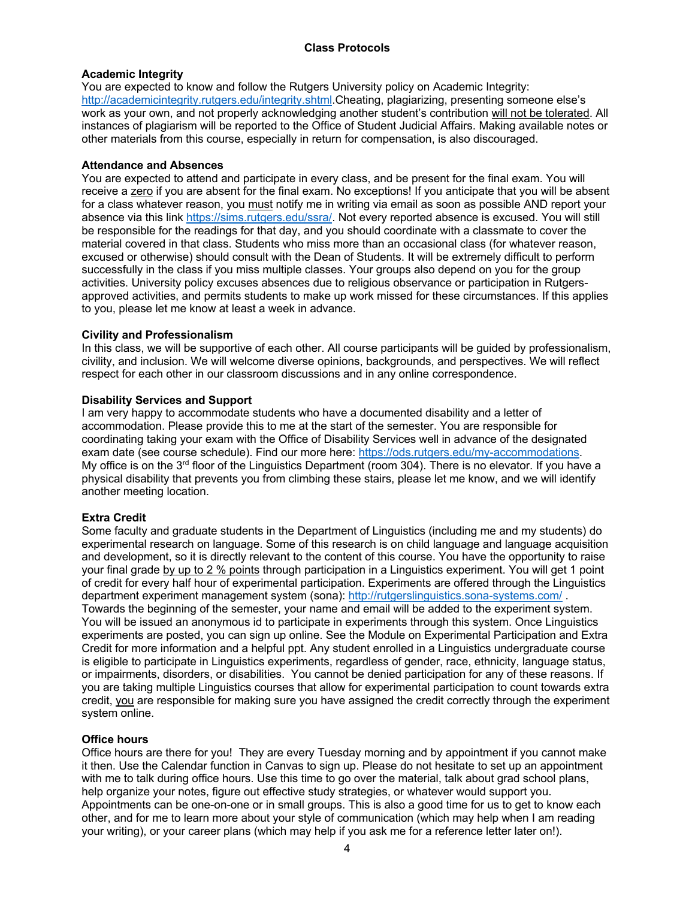## Class Protocols

### Academic Integrity

You are expected to know and follow the Rutgers University policy on Academic Integrity: http://academicintegrity.rutgers.edu/integrity.shtml.Cheating, plagiarizing, presenting someone else's work as your own, and not properly acknowledging another student's contribution will not be tolerated. All instances of plagiarism will be reported to the Office of Student Judicial Affairs. Making available notes or other materials from this course, especially in return for compensation, is also discouraged.

### Attendance and Absences

You are expected to attend and participate in every class, and be present for the final exam. You will receive a zero if you are absent for the final exam. No exceptions! If you anticipate that you will be absent for a class whatever reason, you must notify me in writing via email as soon as possible AND report your absence via this link https://sims.rutgers.edu/ssra/. Not every reported absence is excused. You will still be responsible for the readings for that day, and you should coordinate with a classmate to cover the material covered in that class. Students who miss more than an occasional class (for whatever reason, excused or otherwise) should consult with the Dean of Students. It will be extremely difficult to perform successfully in the class if you miss multiple classes. Your groups also depend on you for the group activities. University policy excuses absences due to religious observance or participation in Rutgers-approved activities, and permits students to make up work missed for these circumstances. If this applies to you, please let me know at least a week in advance.

### Civility and Professionalism

In this class, we will be supportive of each other. All course participants will be guided by professionalism, civility, and inclusion. We will welcome diverse opinions, backgrounds, and perspectives. We will reflect respect for each other in our classroom discussions and in any online correspondence.

### Disability Services and Support

I am very happy to accommodate students who have a documented disability and a letter of accommodation. Please provide this to me at the start of the semester. You are responsible for coordinating taking your exam with the Office of Disability Services well in advance of the designated exam date (see course schedule). Find our more here: https://ods.rutgers.edu/my-accommodations. My office is on the 3rd floor of the Linguistics Department (room 304). There is no elevator. If you have a physical disability that prevents you from climbing these stairs, please let me know, and we will identify another meeting location.

### Extra Credit

Some faculty and graduate students in the Department of Linguistics (including me and my students) do experimental research on language. Some of this research is on child language and language acquisition and development, so it is directly relevant to the content of this course. You have the opportunity to raise your final grade by up to 2 % points through participation in a Linguistics experiment. You will get 1 point of credit for every half hour of experimental participation. Experiments are offered through the Linguistics department experiment management system (sona): http://rutgerslinguistics.sona-systems.com/ . Towards the beginning of the semester, your name and email will be added to the experiment system. You will be issued an anonymous id to participate in experiments through this system. Once Linguistics experiments are posted, you can sign up online. See the Module on Experimental Participation and Extra Credit for more information and a helpful ppt. Any student enrolled in a Linguistics undergraduate course is eligible to participate in Linguistics experiments, regardless of gender, race, ethnicity, language status, or impairments, disorders, or disabilities. You cannot be denied participation for any of these reasons. If you are taking multiple Linguistics courses that allow for experimental participation to count towards extra credit, you are responsible for making sure you have assigned the credit correctly through the experiment system online.

### Office hours

Office hours are there for you! They are every Tuesday morning and by appointment if you cannot make it then. Use the Calendar function in Canvas to sign up. Please do not hesitate to set up an appointment with me to talk during office hours. Use this time to go over the material, talk about grad school plans, help organize your notes, figure out effective study strategies, or whatever would support you. Appointments can be one-on-one or in small groups. This is also a good time for us to get to know each other, and for me to learn more about your style of communication (which may help when I am reading your writing), or your career plans (which may help if you ask me for a reference letter later on!).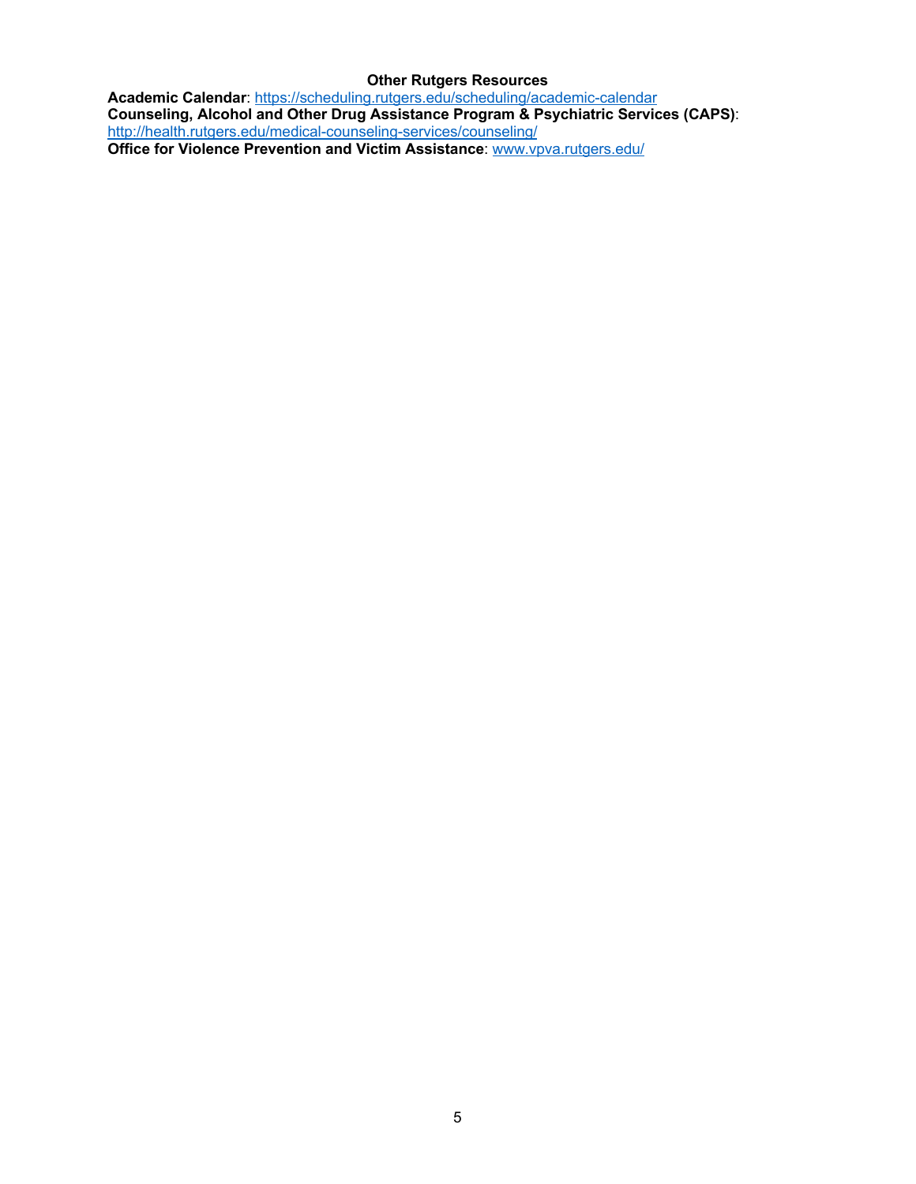### Other Rutgers Resources

**Academic Calendar**: https://scheduling.rutgers.edu/scheduling/academic-calendar
**Counseling, Alcohol and Other Drug Assistance Program & Psychiatric Services (CAPS)**: http://health.rutgers.edu/medical-counseling-services/counseling/
**Office for Violence Prevention and Victim Assistance**: www.vpva.rutgers.edu/